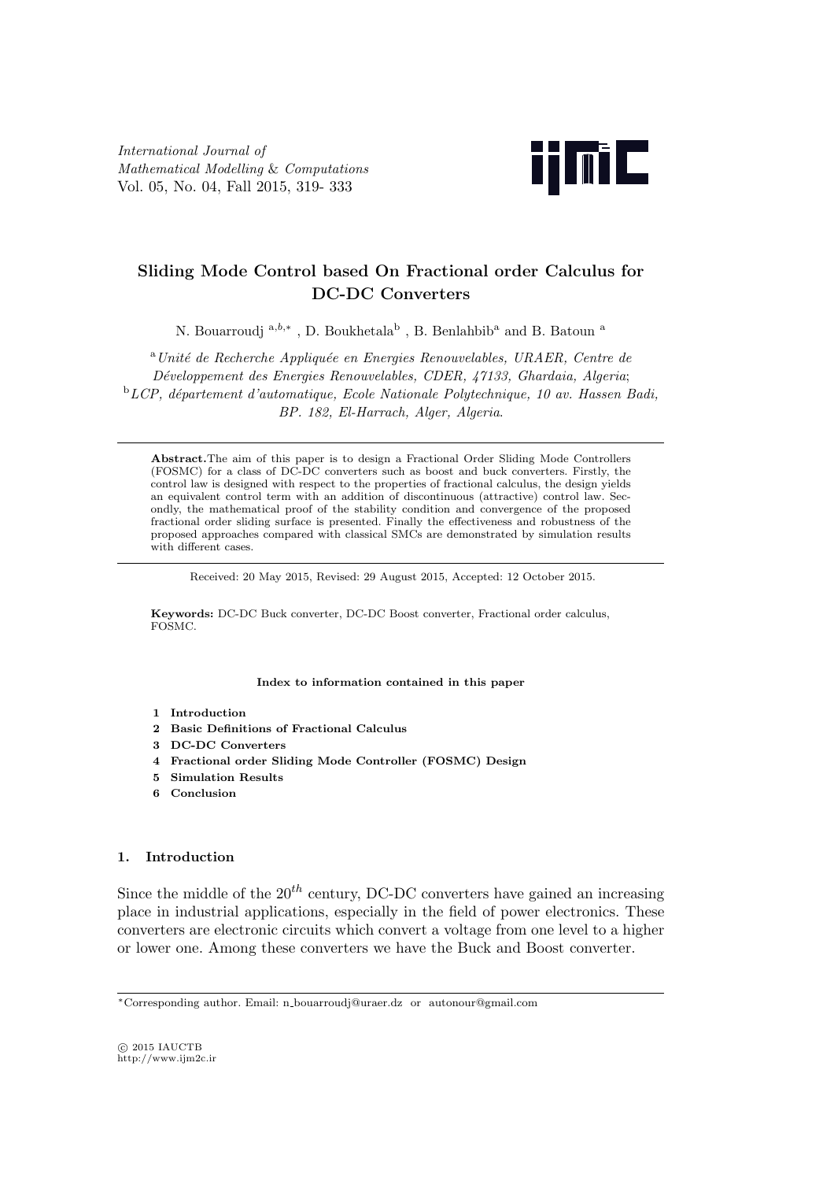*International Journal of Mathematical Modelling & Computations*
Vol. 05, No. 04, Fall 2015, 319- 333

# Sliding Mode Control based On Fractional order Calculus for DC-DC Converters

N. Bouarroudj [a,b,*] , D. Boukhetala[b] , B. Benlahbib[a] and B. Batoun [a]

[a] *Unité de Recherche Appliquée en Energies Renouvelables, URAER, Centre de Développement des Energies Renouvelables, CDER, 47133, Ghardaia, Algeria*;
[b] *LCP, département d'automatique, Ecole Nationale Polytechnique, 10 av. Hassen Badi, BP. 182, El-Harrach, Alger, Algeria*.

---

**Abstract.**The aim of this paper is to design a Fractional Order Sliding Mode Controllers (FOSMC) for a class of DC-DC converters such as boost and buck converters. Firstly, the control law is designed with respect to the properties of fractional calculus, the design yields an equivalent control term with an addition of discontinuous (attractive) control law. Secondly, the mathematical proof of the stability condition and convergence of the proposed fractional order sliding surface is presented. Finally the effectiveness and robustness of the proposed approaches compared with classical SMCs are demonstrated by simulation results with different cases.

---

Received: 20 May 2015, Revised: 29 August 2015, Accepted: 12 October 2015.

**Keywords:** DC-DC Buck converter, DC-DC Boost converter, Fractional order calculus, FOSMC.

**Index to information contained in this paper**

1. **Introduction**
2. **Basic Definitions of Fractional Calculus**
3. **DC-DC Converters**
4. **Fractional order Sliding Mode Controller (FOSMC) Design**
5. **Simulation Results**
6. **Conclusion**

## 1. Introduction

Since the middle of the $20^{th}$ century, DC-DC converters have gained an increasing place in industrial applications, especially in the field of power electronics. These converters are electronic circuits which convert a voltage from one level to a higher or lower one. Among these converters we have the Buck and Boost converter.

---

*Corresponding author. Email: n_bouarroudj@uraer.dz or autonour@gmail.com

© 2015 IAUCTB
http://www.ijm2c.ir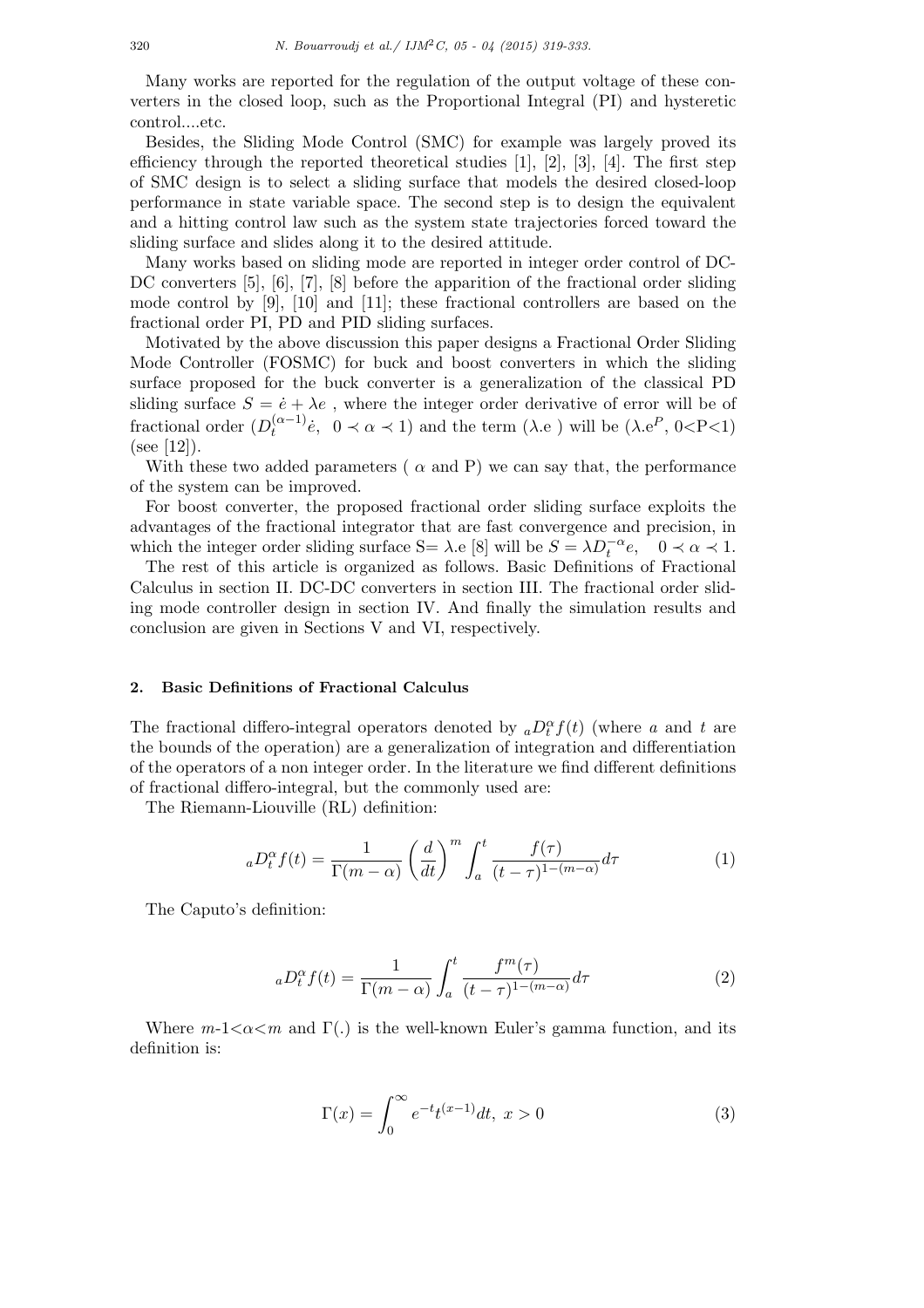Many works are reported for the regulation of the output voltage of these converters in the closed loop, such as the Proportional Integral (PI) and hysteretic control....etc.

Besides, the Sliding Mode Control (SMC) for example was largely proved its efficiency through the reported theoretical studies [1], [2], [3], [4]. The first step of SMC design is to select a sliding surface that models the desired closed-loop performance in state variable space. The second step is to design the equivalent and a hitting control law such as the system state trajectories forced toward the sliding surface and slides along it to the desired attitude.

Many works based on sliding mode are reported in integer order control of DC-DC converters [5], [6], [7], [8] before the apparition of the fractional order sliding mode control by [9], [10] and [11]; these fractional controllers are based on the fractional order PI, PD and PID sliding surfaces.

Motivated by the above discussion this paper designs a Fractional Order Sliding Mode Controller (FOSMC) for buck and boost converters in which the sliding surface proposed for the buck converter is a generalization of the classical PD sliding surface $S = \dot{e} + \lambda e$ , where the integer order derivative of error will be of fractional order ($D_t^{(\alpha-1)}\dot{e}$, $0 \prec \alpha \prec 1$) and the term ($\lambda$.e ) will be ($\lambda$.$e^P$, 0<P<1) (see [12]).

With these two added parameters ( $\alpha$ and P) we can say that, the performance of the system can be improved.

For boost converter, the proposed fractional order sliding surface exploits the advantages of the fractional integrator that are fast convergence and precision, in which the integer order sliding surface S= $\lambda$.e [8] will be $S = \lambda D_t^{-\alpha} e, \quad 0 \prec \alpha \prec 1.$

The rest of this article is organized as follows. Basic Definitions of Fractional Calculus in section II. DC-DC converters in section III. The fractional order sliding mode controller design in section IV. And finally the simulation results and conclusion are given in Sections V and VI, respectively.

## 2. Basic Definitions of Fractional Calculus

The fractional differo-integral operators denoted by ${}_aD_t^{\alpha} f(t)$ (where $a$ and $t$ are the bounds of the operation) are a generalization of integration and differentiation of the operators of a non integer order. In the literature we find different definitions of fractional differo-integral, but the commonly used are:

The Riemann-Liouville (RL) definition:

$$ {}_aD_t^{\alpha} f(t) = \frac{1}{\Gamma(m-\alpha)} \left( \frac{d}{dt} \right)^m \int_a^t \frac{f(\tau)}{(t-\tau)^{1-(m-\alpha)}} d\tau \tag{1} $$

The Caputo's definition:

$$ {}_aD_t^{\alpha} f(t) = \frac{1}{\Gamma(m-\alpha)} \int_a^t \frac{f^m(\tau)}{(t-\tau)^{1-(m-\alpha)}} d\tau \tag{2} $$

Where $m$-1<$\alpha$<$m$ and $\Gamma(.)$ is the well-known Euler's gamma function, and its definition is:

$$ \Gamma(x) = \int_0^{\infty} e^{-t} t^{(x-1)} dt, \ x > 0 \tag{3} $$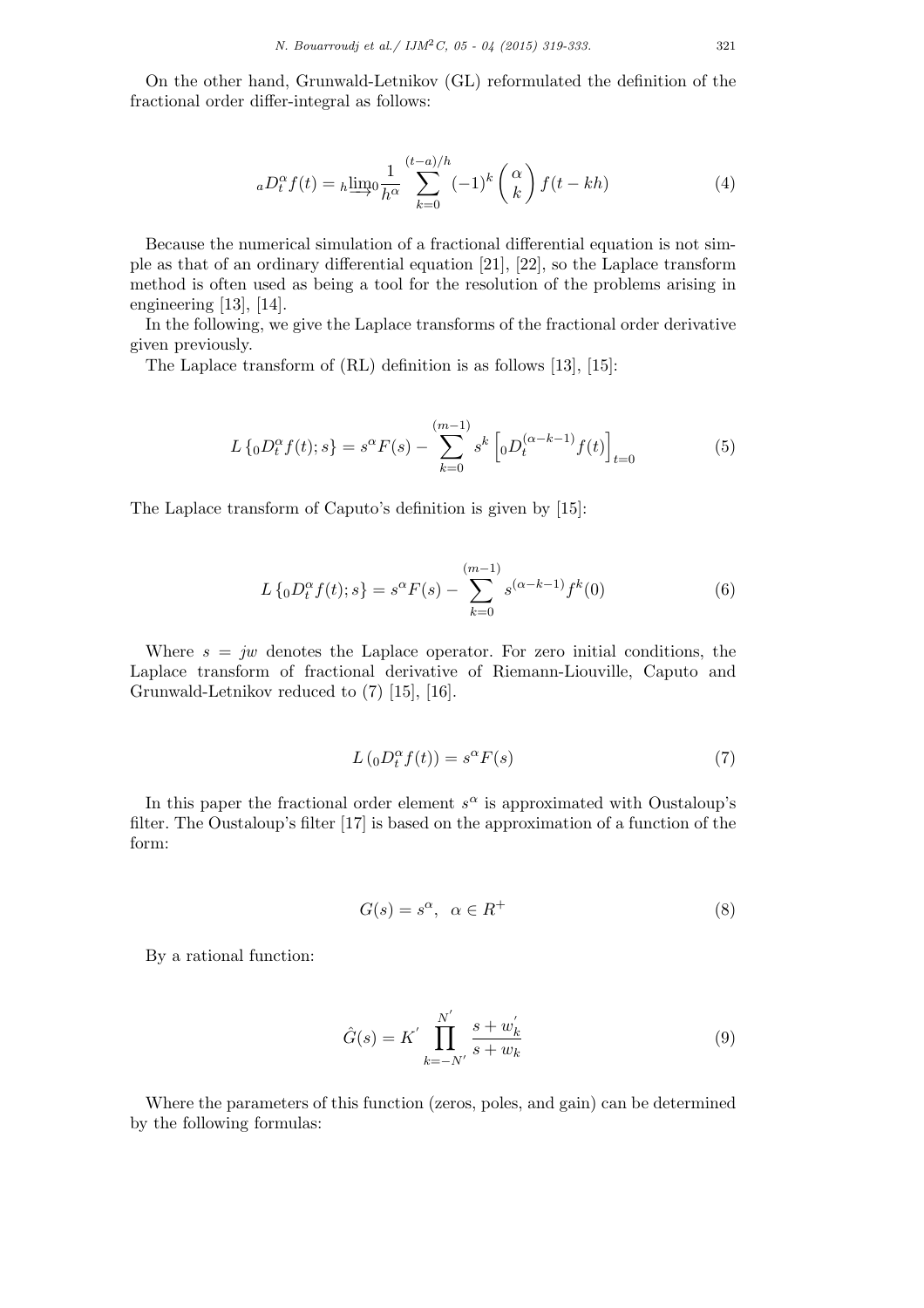On the other hand, Grunwald-Letnikov (GL) reformulated the definition of the fractional order differ-integral as follows:

$$ {}_aD_t^{\alpha} f(t) = \lim_{h \to 0} \frac{1}{h^{\alpha}} \sum_{k=0}^{(t-a)/h} (-1)^k \begin{pmatrix} \alpha \\ k \end{pmatrix} f(t-kh) \tag{4} $$

Because the numerical simulation of a fractional differential equation is not simple as that of an ordinary differential equation [21], [22], so the Laplace transform method is often used as being a tool for the resolution of the problems arising in engineering [13], [14].

In the following, we give the Laplace transforms of the fractional order derivative given previously.

The Laplace transform of (RL) definition is as follows [13], [15]:

$$ L\left\{ {}_0D_t^{\alpha} f(t); s \right\} = s^{\alpha} F(s) - \sum_{k=0}^{(m-1)} s^k \left[ {}_0D_t^{(\alpha-k-1)} f(t) \right]_{t=0} \tag{5} $$

The Laplace transform of Caputo's definition is given by [15]:

$$ L\left\{ {}_0D_t^{\alpha} f(t); s \right\} = s^{\alpha} F(s) - \sum_{k=0}^{(m-1)} s^{(\alpha-k-1)} f^k(0) \tag{6} $$

Where $s = jw$ denotes the Laplace operator. For zero initial conditions, the Laplace transform of fractional derivative of Riemann-Liouville, Caputo and Grunwald-Letnikov reduced to (7) [15], [16].

$$ L\left( {}_0D_t^{\alpha} f(t) \right) = s^{\alpha} F(s) \tag{7} $$

In this paper the fractional order element $s^{\alpha}$ is approximated with Oustaloup's filter. The Oustaloup's filter [17] is based on the approximation of a function of the form:

$$ G(s) = s^{\alpha}, \quad \alpha \in R^{+} \tag{8} $$

By a rational function:

$$ \hat{G}(s) = K' \prod_{k=-N'}^{N'} \frac{s + w_k'}{s + w_k} \tag{9} $$

Where the parameters of this function (zeros, poles, and gain) can be determined by the following formulas: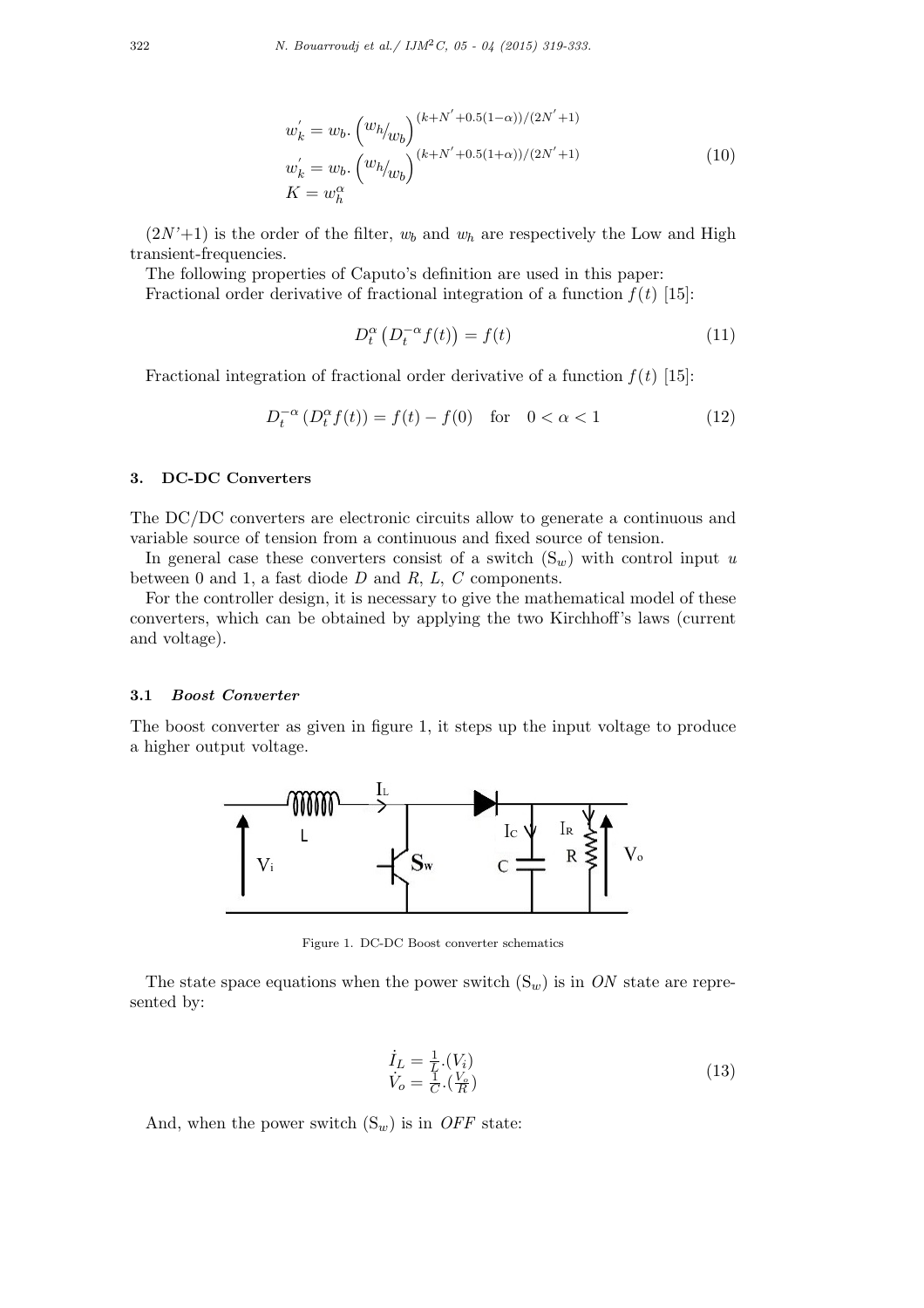$$
\begin{aligned}
w_k^{'} &= w_b.\left({}^{w_h}\!/_{w_b}\right)^{(k+N^{'}+0.5(1-\alpha))/(2N^{'}+1)} \\
w_k^{'} &= w_b.\left({}^{w_h}\!/_{w_b}\right)^{(k+N^{'}+0.5(1+\alpha))/(2N^{'}+1)} \\
K &= w_h^{\alpha}
\end{aligned}
\tag{10}
$$

$(2N'+1)$ is the order of the filter, $w_b$ and $w_h$ are respectively the Low and High transient-frequencies.

The following properties of Caputo's definition are used in this paper:

Fractional order derivative of fractional integration of a function $f(t)$ [15]:

$$
D_t^{\alpha}\left(D_t^{-\alpha}f(t)\right) = f(t) \tag{11}
$$

Fractional integration of fractional order derivative of a function $f(t)$ [15]:

$$
D_t^{-\alpha}\left(D_t^{\alpha}f(t)\right) = f(t) - f(0) \quad \text{for} \quad 0 < \alpha < 1 \tag{12}
$$

### 3. DC-DC Converters

The DC/DC converters are electronic circuits allow to generate a continuous and variable source of tension from a continuous and fixed source of tension.

In general case these converters consist of a switch ($S_w$) with control input $u$ between 0 and 1, a fast diode $D$ and $R$, $L$, $C$ components.

For the controller design, it is necessary to give the mathematical model of these converters, which can be obtained by applying the two Kirchhoff's laws (current and voltage).

#### 3.1 *Boost Converter*

The boost converter as given in figure 1, it steps up the input voltage to produce a higher output voltage.

Figure 1. DC-DC Boost converter schematics

The state space equations when the power switch ($S_w$) is in *ON* state are represented by:

$$
\begin{aligned}
\dot{I}_L &= \tfrac{1}{L}.(V_i) \\
\dot{V}_o &= \tfrac{1}{C}.(\tfrac{V_o}{R})
\end{aligned}
\tag{13}
$$

And, when the power switch ($S_w$) is in *OFF* state: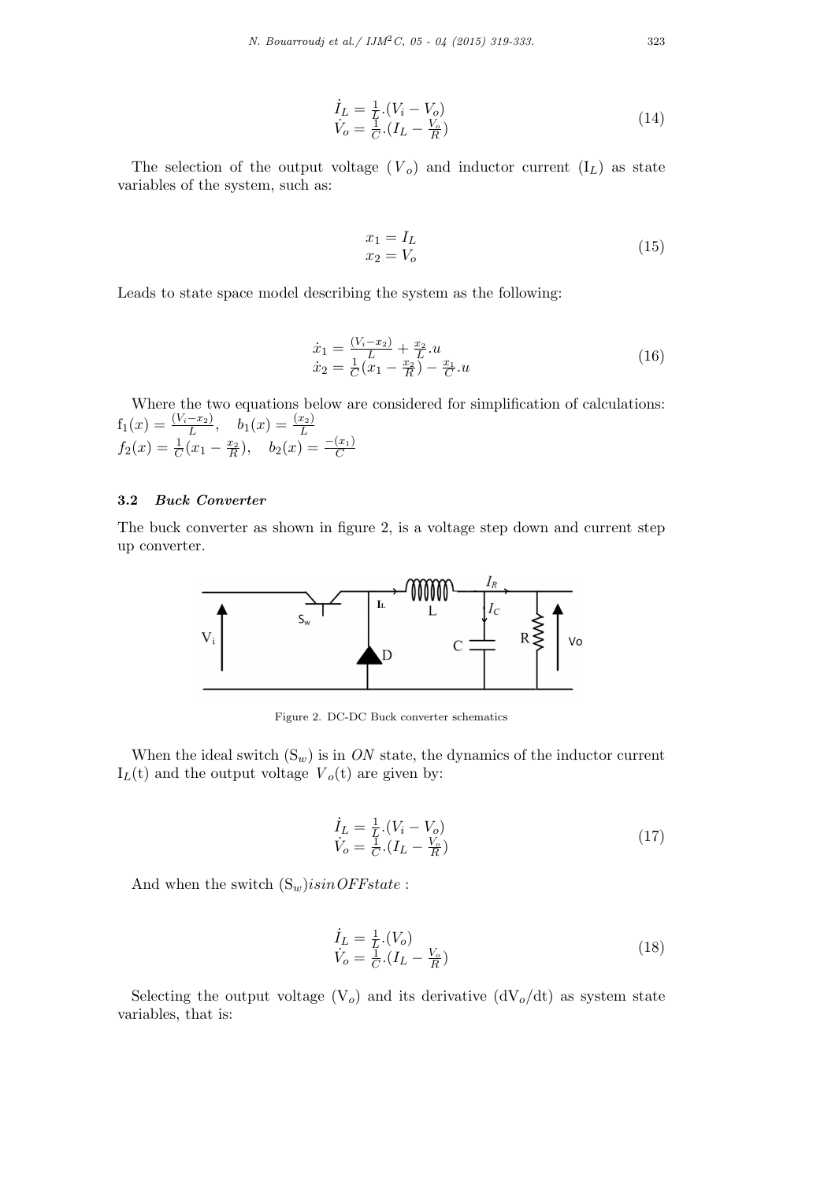$$
\begin{array}{l}
\dot{I}_L = \frac{1}{L}.(V_i - V_o) \\
\dot{V}_o = \frac{1}{C}.(I_L - \frac{V_o}{R})
\end{array}
\tag{14}
$$

The selection of the output voltage ($V_o$) and inductor current ($I_L$) as state variables of the system, such as:

$$
\begin{array}{l}
x_1 = I_L \\
x_2 = V_o
\end{array}
\tag{15}
$$

Leads to state space model describing the system as the following:

$$
\begin{array}{l}
\dot{x}_1 = \frac{(V_i - x_2)}{L} + \frac{x_2}{L}.u \\
\dot{x}_2 = \frac{1}{C}(x_1 - \frac{x_2}{R}) - \frac{x_1}{C}.u
\end{array}
\tag{16}
$$

Where the two equations below are considered for simplification of calculations:
$f_1(x) = \frac{(V_i - x_2)}{L}, \quad b_1(x) = \frac{(x_2)}{L}$
$f_2(x) = \frac{1}{C}(x_1 - \frac{x_2}{R}), \quad b_2(x) = \frac{-(x_1)}{C}$

### 3.2 *Buck Converter*

The buck converter as shown in figure 2, is a voltage step down and current step up converter.

Figure 2. DC-DC Buck converter schematics

When the ideal switch ($S_w$) is in *ON* state, the dynamics of the inductor current $I_L$(t) and the output voltage $V_o$(t) are given by:

$$
\begin{array}{l}
\dot{I}_L = \frac{1}{L}.(V_i - V_o) \\
\dot{V}_o = \frac{1}{C}.(I_L - \frac{V_o}{R})
\end{array}
\tag{17}
$$

And when the switch $(S_w) is in OFF state$ :

$$
\begin{array}{l}
\dot{I}_L = \frac{1}{L}.(V_o) \\
\dot{V}_o = \frac{1}{C}.(I_L - \frac{V_o}{R})
\end{array}
\tag{18}
$$

Selecting the output voltage ($V_o$) and its derivative ($dV_o/dt$) as system state variables, that is: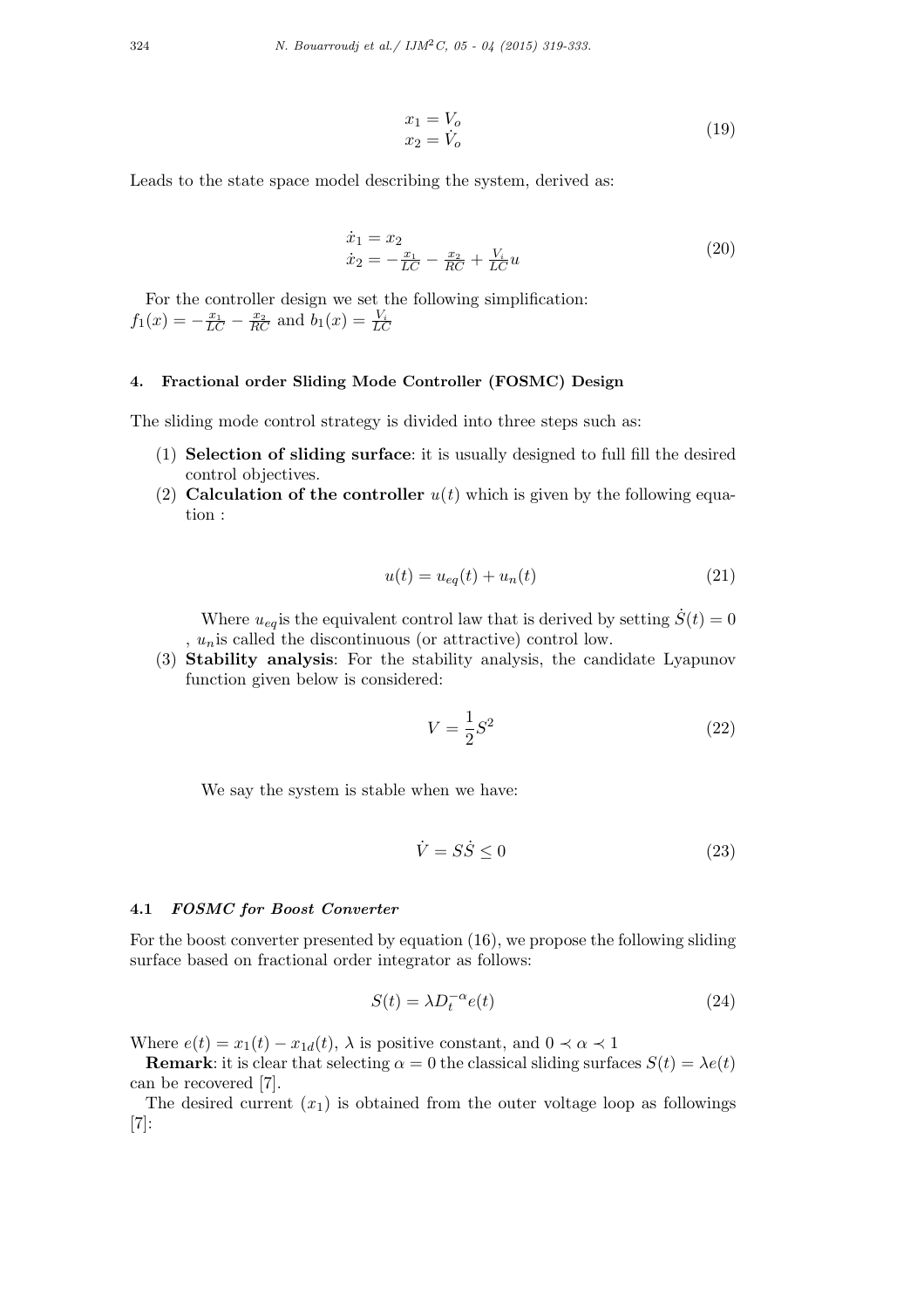$$
\begin{aligned}
x_1 &= V_o \\
x_2 &= \dot{V}_o
\end{aligned}
\tag{19}
$$

Leads to the state space model describing the system, derived as:

$$
\begin{aligned}
\dot{x}_1 &= x_2 \\
\dot{x}_2 &= -\frac{x_1}{LC} - \frac{x_2}{RC} + \frac{V_i}{LC}u
\end{aligned}
\tag{20}
$$

For the controller design we set the following simplification:
$f_1(x) = -\frac{x_1}{LC} - \frac{x_2}{RC}$ and $b_1(x) = \frac{V_i}{LC}$

## 4. Fractional order Sliding Mode Controller (FOSMC) Design

The sliding mode control strategy is divided into three steps such as:

1. **Selection of sliding surface**: it is usually designed to full fill the desired control objectives.
2. **Calculation of the controller** $u(t)$ which is given by the following equation :

$$
u(t) = u_{eq}(t) + u_n(t) \tag{21}
$$

   Where $u_{eq}$is the equivalent control law that is derived by setting $\dot{S}(t) = 0$ , $u_n$is called the discontinuous (or attractive) control low.

3. **Stability analysis**: For the stability analysis, the candidate Lyapunov function given below is considered:

$$
V = \frac{1}{2}S^2 \tag{22}
$$

   We say the system is stable when we have:

$$
\dot{V} = S\dot{S} \leq 0 \tag{23}
$$

### 4.1 *FOSMC for Boost Converter*

For the boost converter presented by equation (16), we propose the following sliding surface based on fractional order integrator as follows:

$$
S(t) = \lambda D_t^{-\alpha} e(t) \tag{24}
$$

Where $e(t) = x_1(t) - x_{1d}(t)$, $\lambda$ is positive constant, and $0 \prec \alpha \prec 1$

**Remark**: it is clear that selecting $\alpha = 0$ the classical sliding surfaces $S(t) = \lambda e(t)$ can be recovered [7].

The desired current $(x_1)$ is obtained from the outer voltage loop as followings [7]: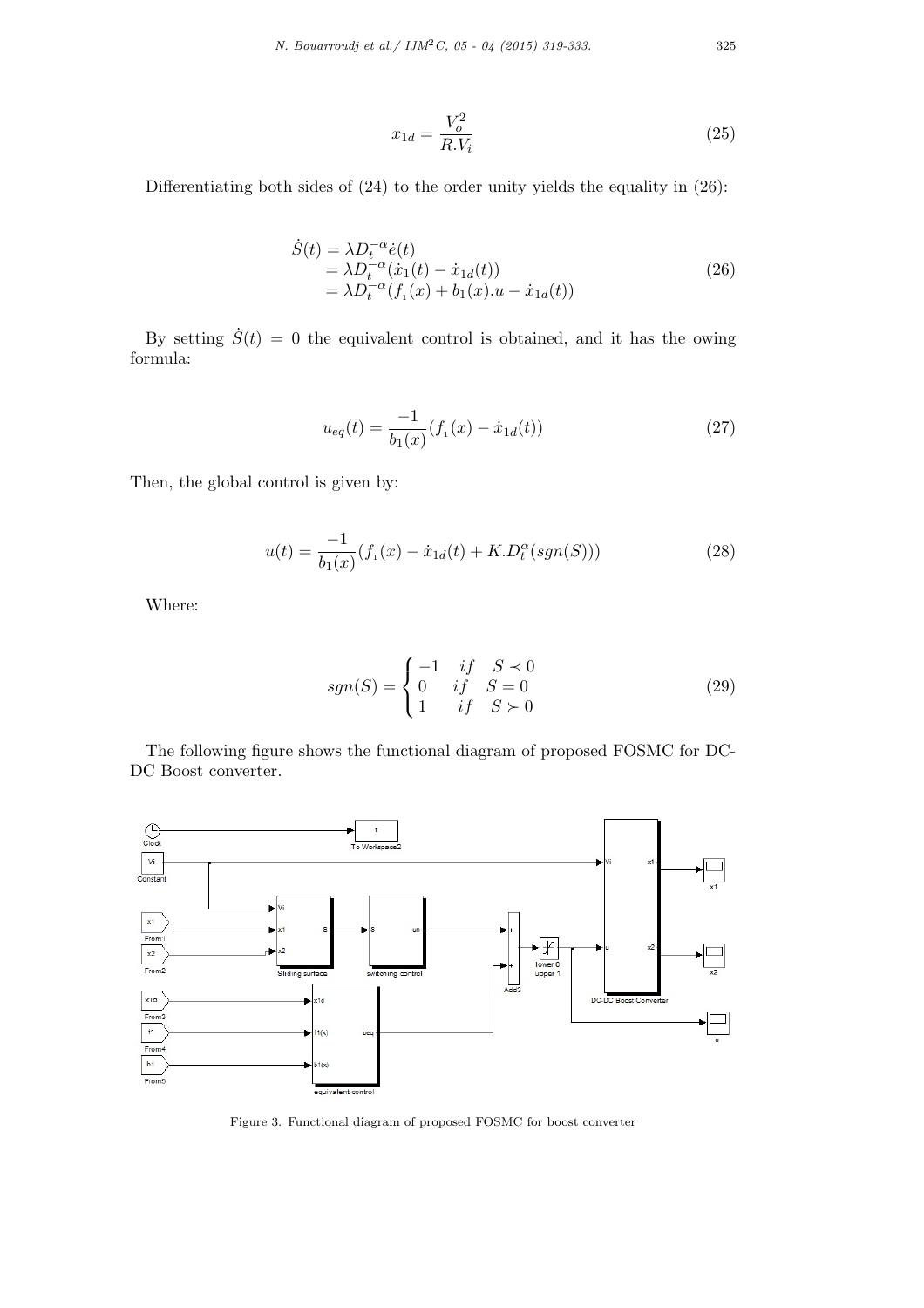$$x_{1d} = \frac{V_o^2}{R.V_i} \tag{25}$$

Differentiating both sides of (24) to the order unity yields the equality in (26):

$$\begin{aligned}
\dot{S}(t) &= \lambda D_t^{-\alpha} \dot{e}(t) \\
&= \lambda D_t^{-\alpha} (\dot{x}_1(t) - \dot{x}_{1d}(t)) \\
&= \lambda D_t^{-\alpha} (f_1(x) + b_1(x).u - \dot{x}_{1d}(t))
\end{aligned} \tag{26}$$

By setting $\dot{S}(t) = 0$ the equivalent control is obtained, and it has the owing formula:

$$u_{eq}(t) = \frac{-1}{b_1(x)} (f_1(x) - \dot{x}_{1d}(t)) \tag{27}$$

Then, the global control is given by:

$$u(t) = \frac{-1}{b_1(x)} (f_1(x) - \dot{x}_{1d}(t) + K.D_t^{\alpha}(sgn(S))) \tag{28}$$

Where:

$$sgn(S) = \begin{cases} -1 & if \quad S \prec 0 \\ 0 & if \quad S = 0 \\ 1 & if \quad S \succ 0 \end{cases} \tag{29}$$

The following figure shows the functional diagram of proposed FOSMC for DC-DC Boost converter.

Figure 3. Functional diagram of proposed FOSMC for boost converter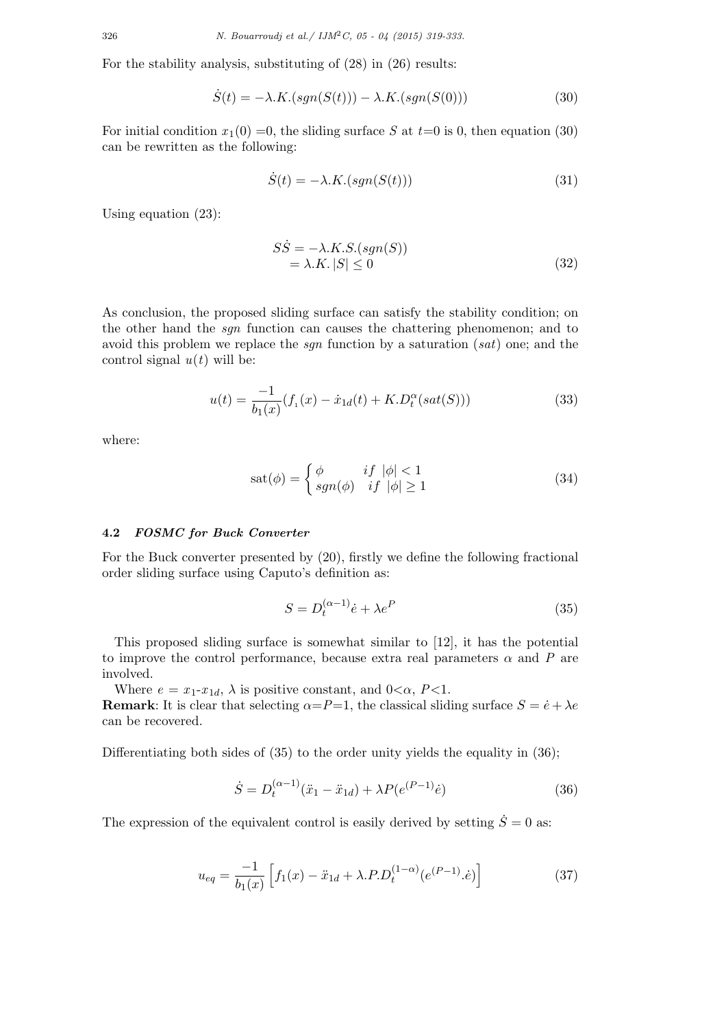For the stability analysis, substituting of (28) in (26) results:

$$\dot{S}(t) = -\lambda.K.(sgn(S(t))) - \lambda.K.(sgn(S(0))) \tag{30}$$

For initial condition $x_1(0) = 0$, the sliding surface $S$ at $t$=0 is 0, then equation (30) can be rewritten as the following:

$$\dot{S}(t) = -\lambda.K.(sgn(S(t))) \tag{31}$$

Using equation (23):

$$\begin{aligned} S\dot{S} &= -\lambda.K.S.(sgn(S)) \\ &= \lambda.K.\left|S\right| \leq 0 \end{aligned} \tag{32}$$

As conclusion, the proposed sliding surface can satisfy the stability condition; on the other hand the *sgn* function can causes the chattering phenomenon; and to avoid this problem we replace the *sgn* function by a saturation (*sat*) one; and the control signal $u(t)$ will be:

$$u(t) = \frac{-1}{b_1(x)}(f_1(x) - \dot{x}_{1d}(t) + K.D_t^{\alpha}(sat(S))) \tag{33}$$

where:

$$\text{sat}(\phi) = \begin{cases} \phi & if\ |\phi| < 1 \\ sgn(\phi) & if\ |\phi| \geq 1 \end{cases} \tag{34}$$

### 4.2 *FOSMC for Buck Converter*

For the Buck converter presented by (20), firstly we define the following fractional order sliding surface using Caputo's definition as:

$$S = D_t^{(\alpha-1)}\dot{e} + \lambda e^P \tag{35}$$

This proposed sliding surface is somewhat similar to [12], it has the potential to improve the control performance, because extra real parameters $\alpha$ and $P$ are involved.

Where $e = x_1$-$x_{1d}$, $\lambda$ is positive constant, and $0<\alpha$, $P<1$.

**Remark**: It is clear that selecting $\alpha$=$P$=1, the classical sliding surface $S = \dot{e} + \lambda e$ can be recovered.

Differentiating both sides of (35) to the order unity yields the equality in (36);

$$\dot{S} = D_t^{(\alpha-1)}(\ddot{x}_1 - \ddot{x}_{1d}) + \lambda P(e^{(P-1)}\dot{e}) \tag{36}$$

The expression of the equivalent control is easily derived by setting $\dot{S} = 0$ as:

$$u_{eq} = \frac{-1}{b_1(x)}\left[f_1(x) - \ddot{x}_{1d} + \lambda.P.D_t^{(1-\alpha)}(e^{(P-1)}.\dot{e})\right] \tag{37}$$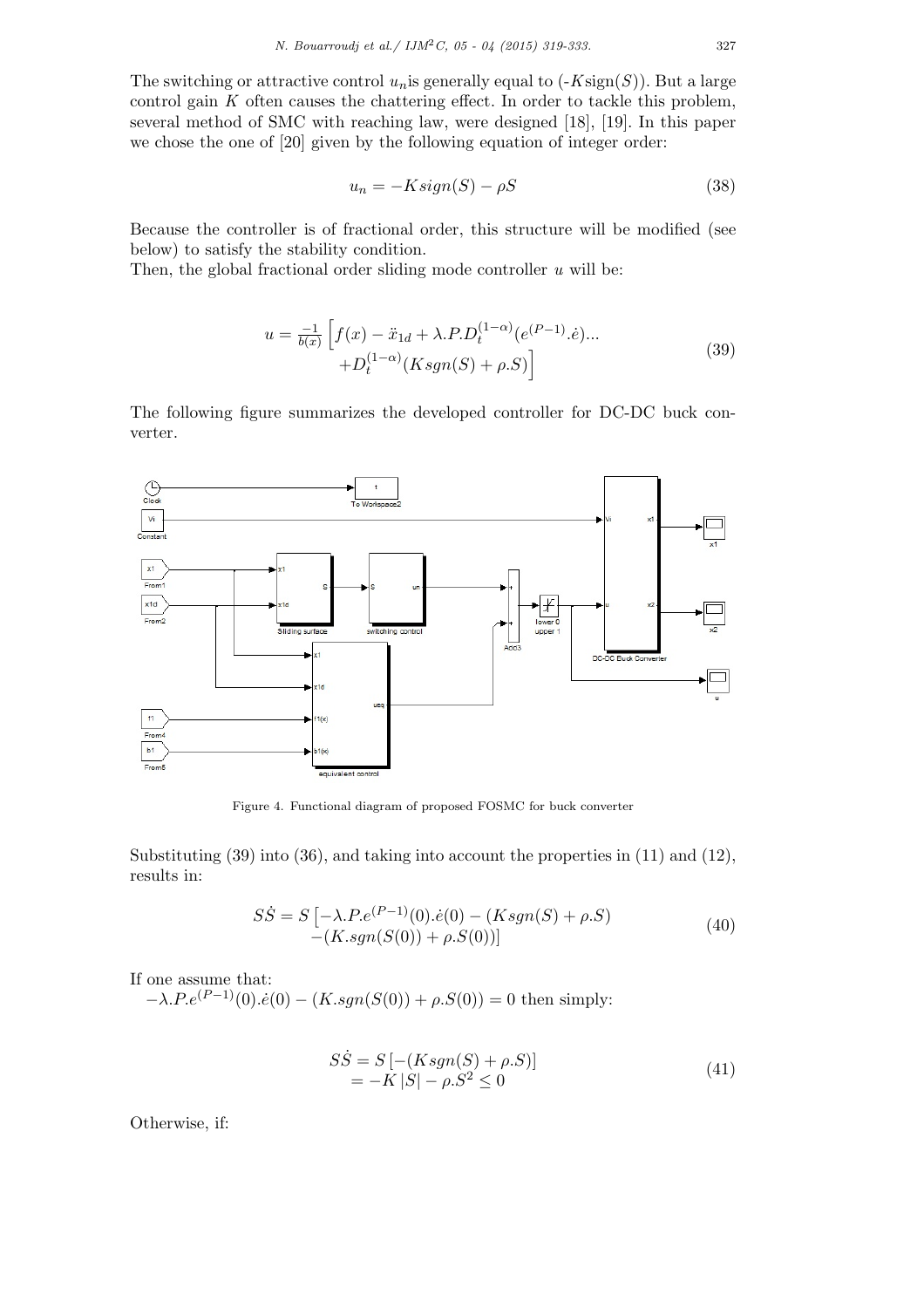The switching or attractive control $u_n$is generally equal to ($-K$sign$(S)$). But a large control gain $K$ often causes the chattering effect. In order to tackle this problem, several method of SMC with reaching law, were designed [18], [19]. In this paper we chose the one of [20] given by the following equation of integer order:

$$u_n = -Ksign(S) - \rho S \tag{38}$$

Because the controller is of fractional order, this structure will be modified (see below) to satisfy the stability condition.

Then, the global fractional order sliding mode controller $u$ will be:

$$\begin{aligned} u = \tfrac{-1}{b(x)} \Big[ & f(x) - \ddot{x}_{1d} + \lambda.P.D_t^{(1-\alpha)}(e^{(P-1)}.\dot{e})... \\ & + D_t^{(1-\alpha)}(Ksgn(S) + \rho.S) \Big] \end{aligned} \tag{39}$$

The following figure summarizes the developed controller for DC-DC buck converter.

Figure 4. Functional diagram of proposed FOSMC for buck converter

Substituting (39) into (36), and taking into account the properties in (11) and (12), results in:

$$\begin{aligned} S\dot{S} = S\, [ & -\lambda.P.e^{(P-1)}(0).\dot{e}(0) - (Ksgn(S) + \rho.S) \\ & -(K.sgn(S(0)) + \rho.S(0))] \end{aligned} \tag{40}$$

If one assume that:
$-\lambda.P.e^{(P-1)}(0).\dot{e}(0) - (K.sgn(S(0)) + \rho.S(0)) = 0$ then simply:

$$\begin{aligned} S\dot{S} &= S\left[-(Ksgn(S) + \rho.S)\right] \\ &= -K\left|S\right| - \rho.S^2 \leq 0 \end{aligned} \tag{41}$$

Otherwise, if: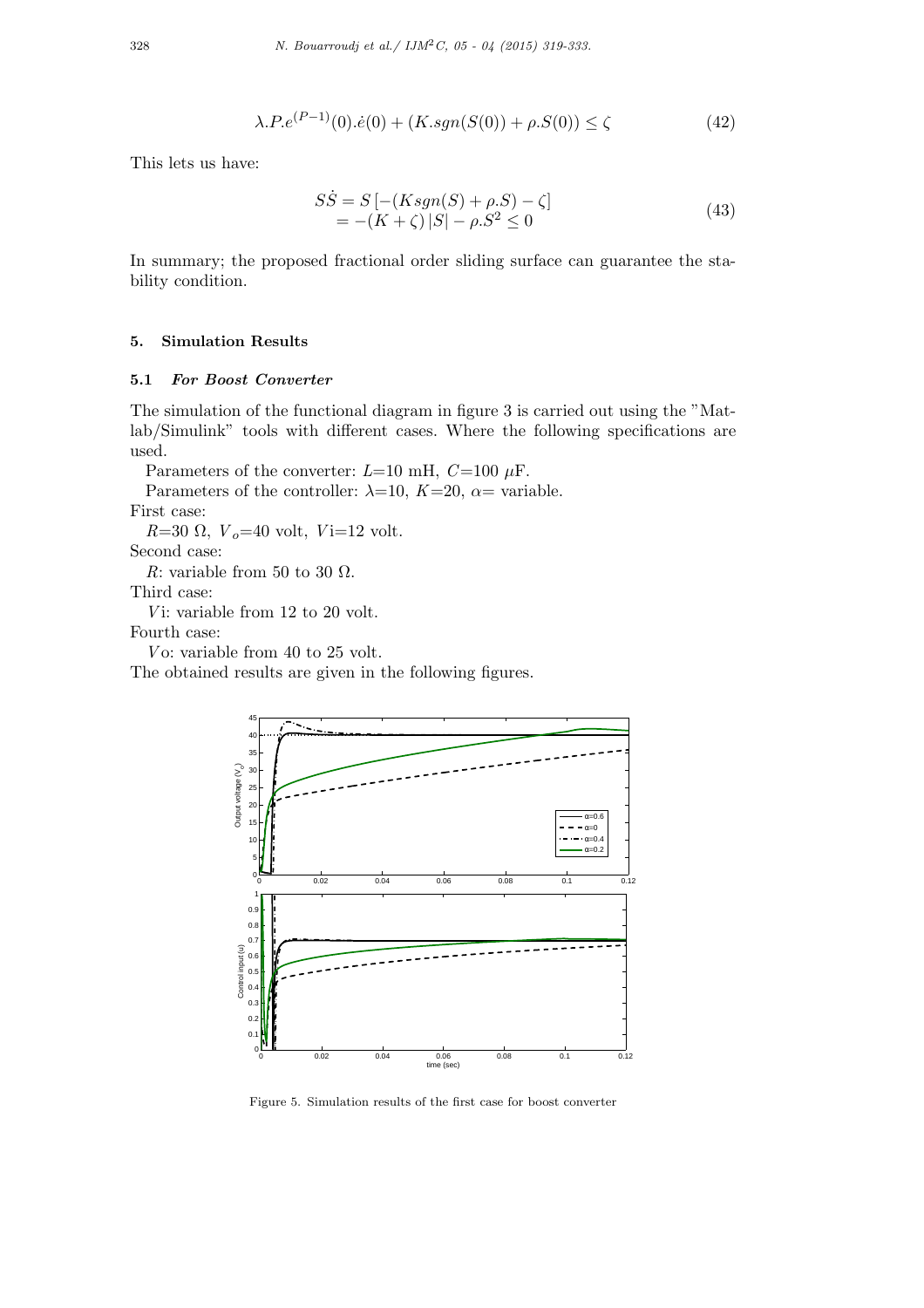$$\lambda.P.e^{(P-1)}(0).\dot{e}(0) + (K.sgn(S(0)) + \rho.S(0)) \leq \zeta \tag{42}$$

This lets us have:

$$\begin{aligned} S\dot{S} &= S\left[-(Ksgn(S) + \rho.S) - \zeta\right] \\ &= -(K+\zeta)\left|S\right| - \rho.S^2 \leq 0 \end{aligned} \tag{43}$$

In summary; the proposed fractional order sliding surface can guarantee the stability condition.

## 5. Simulation Results

### 5.1 *For Boost Converter*

The simulation of the functional diagram in figure 3 is carried out using the "Matlab/Simulink" tools with different cases. Where the following specifications are used.

Parameters of the converter: $L$=10 mH, $C$=100 $\mu$F.

Parameters of the controller: $\lambda$=10, $K$=20, $\alpha$= variable.

First case:

$R$=30 $\Omega$, $V_o$=40 volt, $V$i=12 volt.

Second case:

$R$: variable from 50 to 30 $\Omega$.

Third case:

$V$i: variable from 12 to 20 volt.

Fourth case:

$V$o: variable from 40 to 25 volt.

The obtained results are given in the following figures.

Figure 5. Simulation results of the first case for boost converter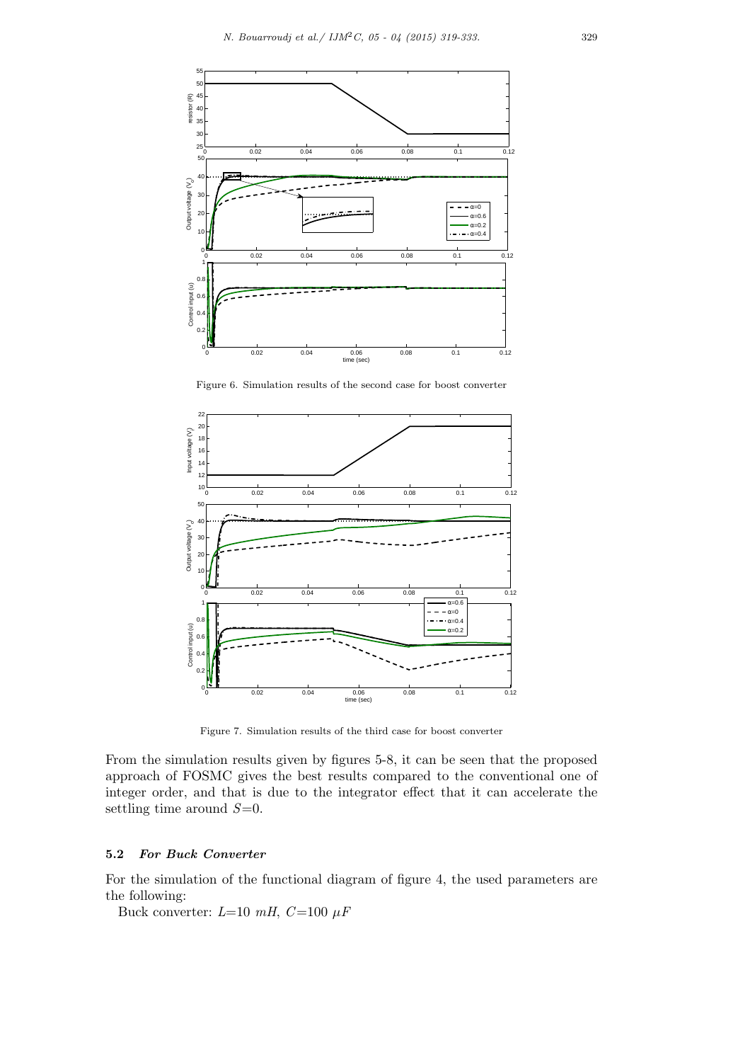Figure 6. Simulation results of the second case for boost converter

Figure 7. Simulation results of the third case for boost converter

From the simulation results given by figures 5-8, it can be seen that the proposed approach of FOSMC gives the best results compared to the conventional one of integer order, and that is due to the integrator effect that it can accelerate the settling time around $S$=0.

### 5.2 *For Buck Converter*

For the simulation of the functional diagram of figure 4, the used parameters are the following:

Buck converter: $L$=10 $mH$, $C$=100 $\mu F$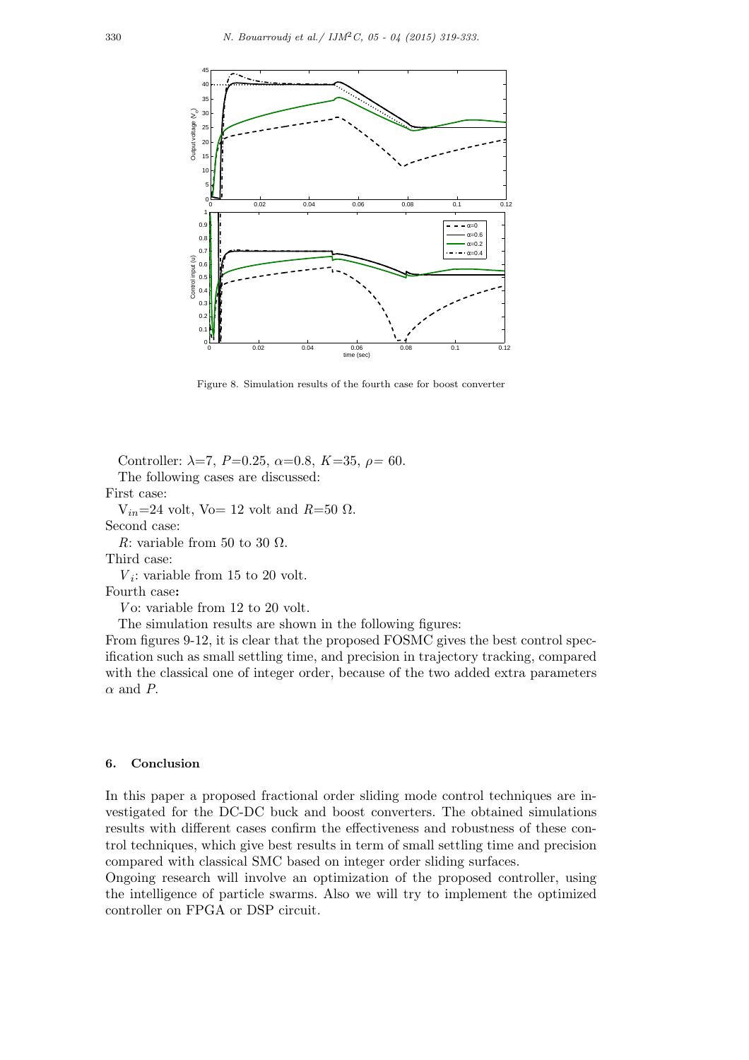Figure 8. Simulation results of the fourth case for boost converter

Controller: $\lambda$=7, $P$=0.25, $\alpha$=0.8, $K$=35, $\rho$= 60.

The following cases are discussed:

First case:

$V_{in}$=24 volt, Vo= 12 volt and $R$=50 $\Omega$.

Second case:

$R$: variable from 50 to 30 $\Omega$.

Third case:

$V_i$: variable from 15 to 20 volt.

Fourth case**:**

$V$o: variable from 12 to 20 volt.

The simulation results are shown in the following figures:

From figures 9-12, it is clear that the proposed FOSMC gives the best control specification such as small settling time, and precision in trajectory tracking, compared with the classical one of integer order, because of the two added extra parameters $\alpha$ and $P$.

## 6. Conclusion

In this paper a proposed fractional order sliding mode control techniques are investigated for the DC-DC buck and boost converters. The obtained simulations results with different cases confirm the effectiveness and robustness of these control techniques, which give best results in term of small settling time and precision compared with classical SMC based on integer order sliding surfaces.

Ongoing research will involve an optimization of the proposed controller, using the intelligence of particle swarms. Also we will try to implement the optimized controller on FPGA or DSP circuit.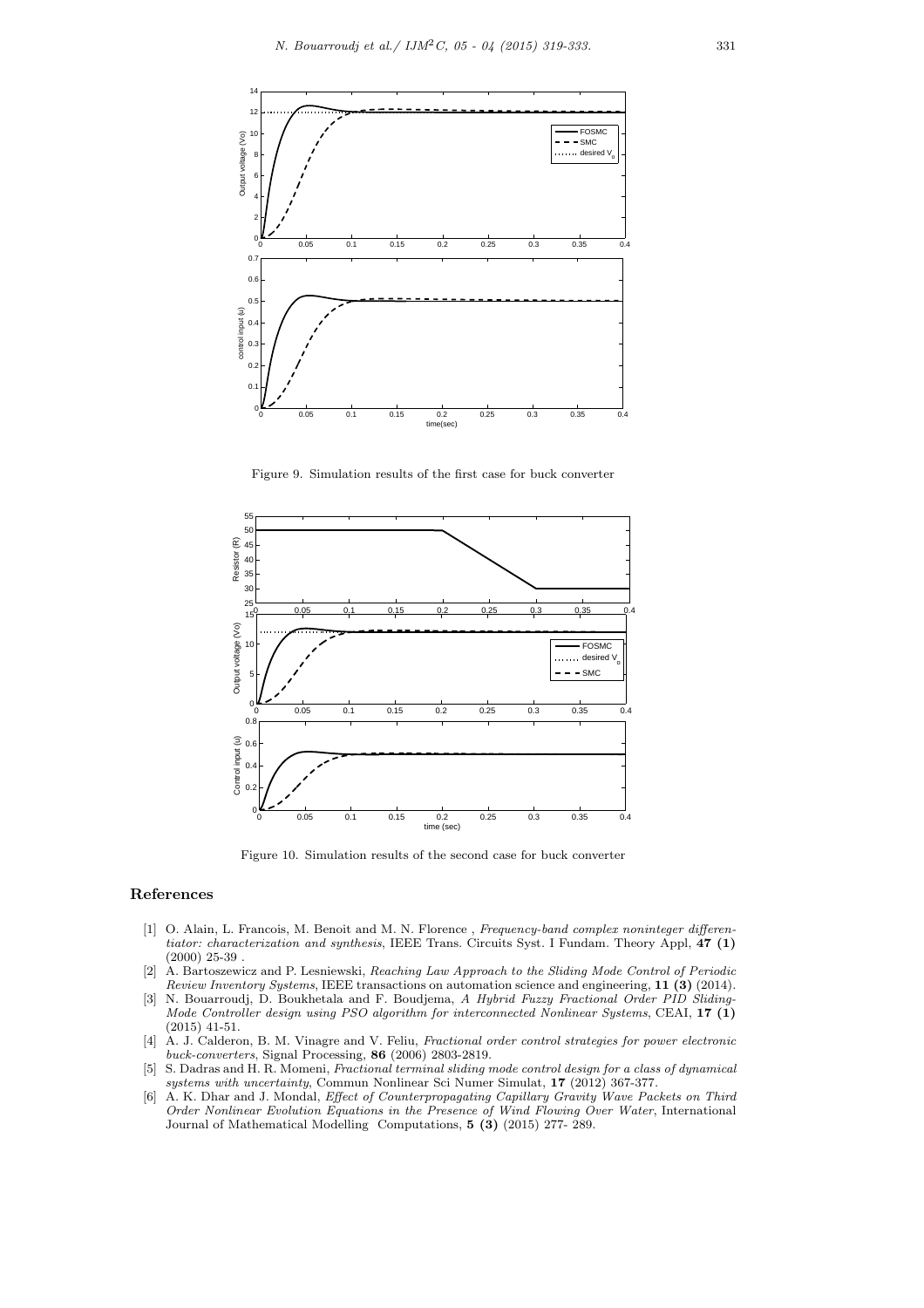Figure 9. Simulation results of the first case for buck converter

Figure 10. Simulation results of the second case for buck converter

## References

[1] O. Alain, L. Francois, M. Benoit and M. N. Florence , *Frequency-band complex noninteger differentiator: characterization and synthesis*, IEEE Trans. Circuits Syst. I Fundam. Theory Appl, **47 (1)** (2000) 25-39 .

[2] A. Bartoszewicz and P. Lesniewski, *Reaching Law Approach to the Sliding Mode Control of Periodic Review Inventory Systems*, IEEE transactions on automation science and engineering, **11 (3)** (2014).

[3] N. Bouarroudj, D. Boukhetala and F. Boudjema, *A Hybrid Fuzzy Fractional Order PID Sliding-Mode Controller design using PSO algorithm for interconnected Nonlinear Systems*, CEAI, **17 (1)** (2015) 41-51.

[4] A. J. Calderon, B. M. Vinagre and V. Feliu, *Fractional order control strategies for power electronic buck-converters*, Signal Processing, **86** (2006) 2803-2819.

[5] S. Dadras and H. R. Momeni, *Fractional terminal sliding mode control design for a class of dynamical systems with uncertainty*, Commun Nonlinear Sci Numer Simulat, **17** (2012) 367-377.

[6] A. K. Dhar and J. Mondal, *Effect of Counterpropagating Capillary Gravity Wave Packets on Third Order Nonlinear Evolution Equations in the Presence of Wind Flowing Over Water*, International Journal of Mathematical Modelling Computations, **5 (3)** (2015) 277- 289.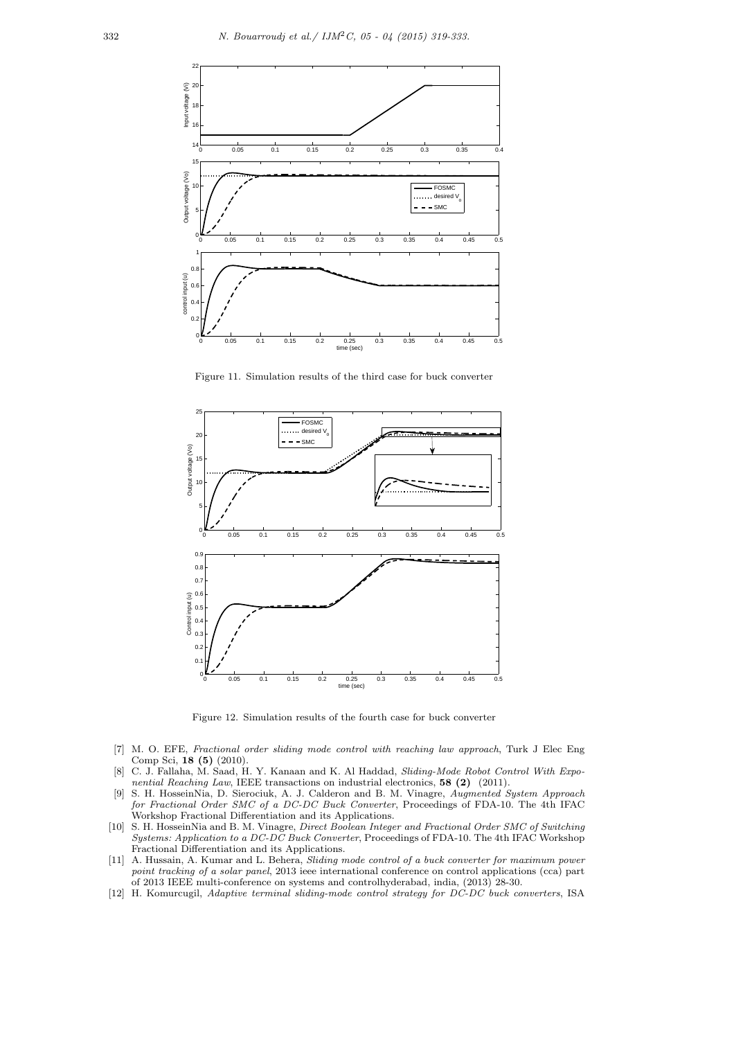Figure 11. Simulation results of the third case for buck converter

Figure 12. Simulation results of the fourth case for buck converter

[7] M. O. EFE, *Fractional order sliding mode control with reaching law approach*, Turk J Elec Eng Comp Sci, **18 (5)** (2010).

[8] C. J. Fallaha, M. Saad, H. Y. Kanaan and K. Al Haddad, *Sliding-Mode Robot Control With Exponential Reaching Law*, IEEE transactions on industrial electronics, **58 (2)** (2011).

[9] S. H. HosseinNia, D. Sierociuk, A. J. Calderon and B. M. Vinagre, *Augmented System Approach for Fractional Order SMC of a DC-DC Buck Converter*, Proceedings of FDA-10. The 4th IFAC Workshop Fractional Differentiation and its Applications.

[10] S. H. HosseinNia and B. M. Vinagre, *Direct Boolean Integer and Fractional Order SMC of Switching Systems: Application to a DC-DC Buck Converter*, Proceedings of FDA-10. The 4th IFAC Workshop Fractional Differentiation and its Applications.

[11] A. Hussain, A. Kumar and L. Behera, *Sliding mode control of a buck converter for maximum power point tracking of a solar panel*, 2013 ieee international conference on control applications (cca) part of 2013 IEEE multi-conference on systems and controlhyderabad, india, (2013) 28-30.

[12] H. Komurcugil, *Adaptive terminal sliding-mode control strategy for DC-DC buck converters*, ISA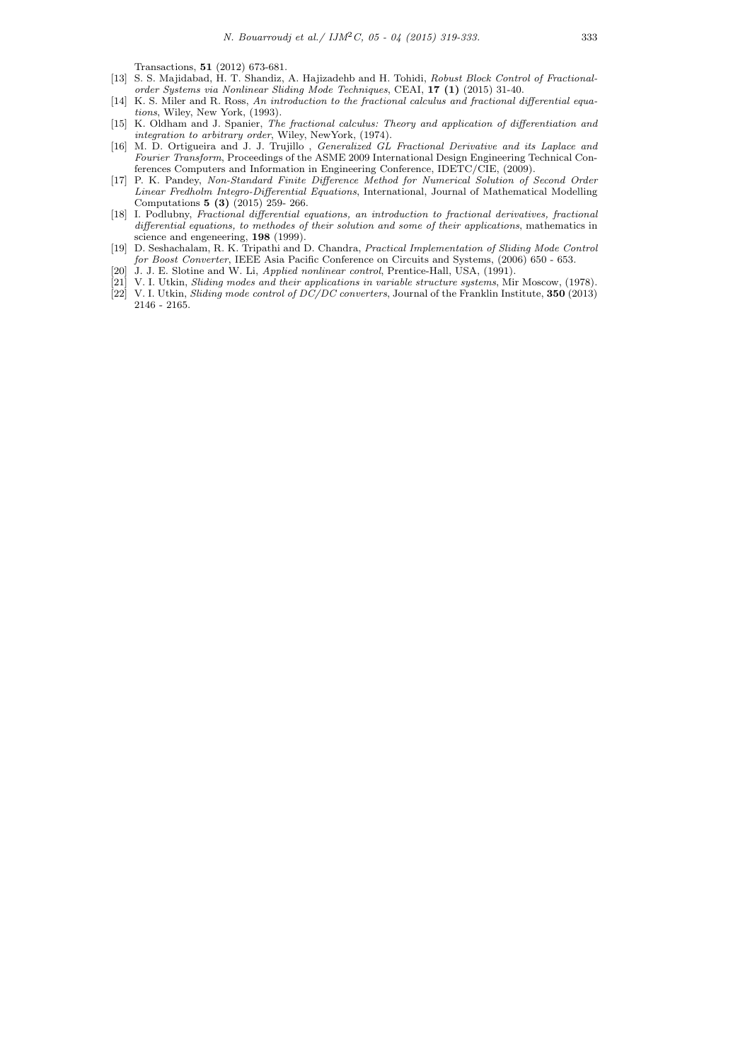Transactions, **51** (2012) 673-681.

[13] S. S. Majidabad, H. T. Shandiz, A. Hajizadehb and H. Tohidi, *Robust Block Control of Fractional-order Systems via Nonlinear Sliding Mode Techniques*, CEAI, **17 (1)** (2015) 31-40.

[14] K. S. Miler and R. Ross, *An introduction to the fractional calculus and fractional differential equations*, Wiley, New York, (1993).

[15] K. Oldham and J. Spanier, *The fractional calculus: Theory and application of differentiation and integration to arbitrary order*, Wiley, NewYork, (1974).

[16] M. D. Ortigueira and J. J. Trujillo , *Generalized GL Fractional Derivative and its Laplace and Fourier Transform*, Proceedings of the ASME 2009 International Design Engineering Technical Conferences Computers and Information in Engineering Conference, IDETC/CIE, (2009).

[17] P. K. Pandey, *Non-Standard Finite Difference Method for Numerical Solution of Second Order Linear Fredholm Integro-Differential Equations*, International, Journal of Mathematical Modelling Computations **5 (3)** (2015) 259- 266.

[18] I. Podlubny, *Fractional differential equations, an introduction to fractional derivatives, fractional differential equations, to methodes of their solution and some of their applications*, mathematics in science and engeneering, **198** (1999).

[19] D. Seshachalam, R. K. Tripathi and D. Chandra, *Practical Implementation of Sliding Mode Control for Boost Converter*, IEEE Asia Pacific Conference on Circuits and Systems, (2006) 650 - 653.

[20] J. J. E. Slotine and W. Li, *Applied nonlinear control*, Prentice-Hall, USA, (1991).

[21] V. I. Utkin, *Sliding modes and their applications in variable structure systems*, Mir Moscow, (1978).

[22] V. I. Utkin, *Sliding mode control of DC/DC converters*, Journal of the Franklin Institute, **350** (2013) 2146 - 2165.